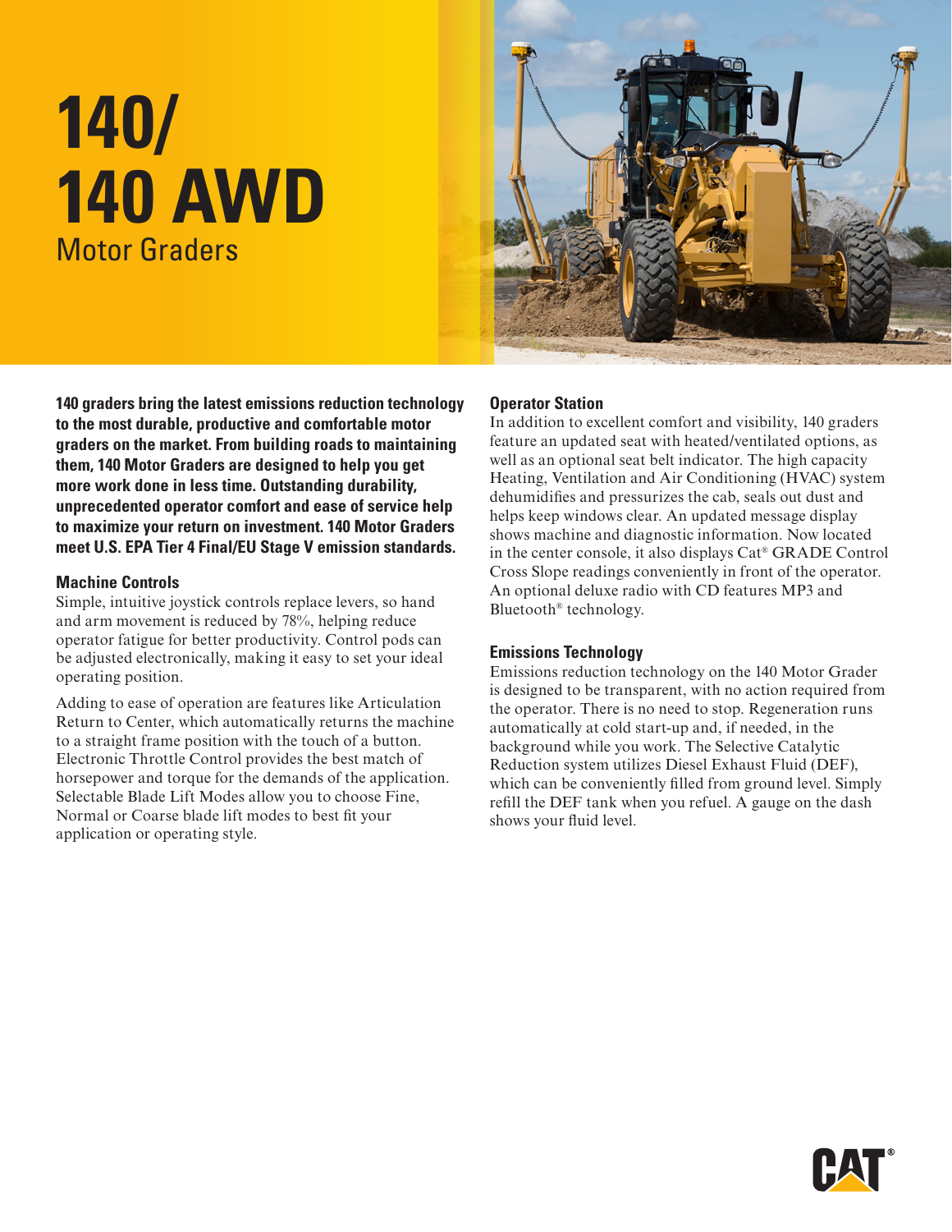# 140/ 140 AWD

## Motor Graders

**140 graders bring the latest emissions reduction technology to the most durable, productive and comfortable motor graders on the market. From building roads to maintaining them, 140 Motor Graders are designed to help you get more work done in less time. Outstanding durability, unprecedented operator comfort and ease of service help to maximize your return on investment. 140 Motor Graders meet U.S. EPA Tier 4 Final/EU Stage V emission standards.**

### Machine Controls

Simple, intuitive joystick controls replace levers, so hand and arm movement is reduced by 78%, helping reduce operator fatigue for better productivity. Control pods can be adjusted electronically, making it easy to set your ideal operating position.

Adding to ease of operation are features like Articulation Return to Center, which automatically returns the machine to a straight frame position with the touch of a button. Electronic Throttle Control provides the best match of horsepower and torque for the demands of the application. Selectable Blade Lift Modes allow you to choose Fine, Normal or Coarse blade lift modes to best fit your application or operating style.

### Operator Station

In addition to excellent comfort and visibility, 140 graders feature an updated seat with heated/ventilated options, as well as an optional seat belt indicator. The high capacity Heating, Ventilation and Air Conditioning (HVAC) system dehumidifies and pressurizes the cab, seals out dust and helps keep windows clear. An updated message display shows machine and diagnostic information. Now located in the center console, it also displays Cat® GRADE Control Cross Slope readings conveniently in front of the operator. An optional deluxe radio with CD features MP3 and Bluetooth® technology.

### Emissions Technology

Emissions reduction technology on the 140 Motor Grader is designed to be transparent, with no action required from the operator. There is no need to stop. Regeneration runs automatically at cold start-up and, if needed, in the background while you work. The Selective Catalytic Reduction system utilizes Diesel Exhaust Fluid (DEF), which can be conveniently filled from ground level. Simply refill the DEF tank when you refuel. A gauge on the dash shows your fluid level.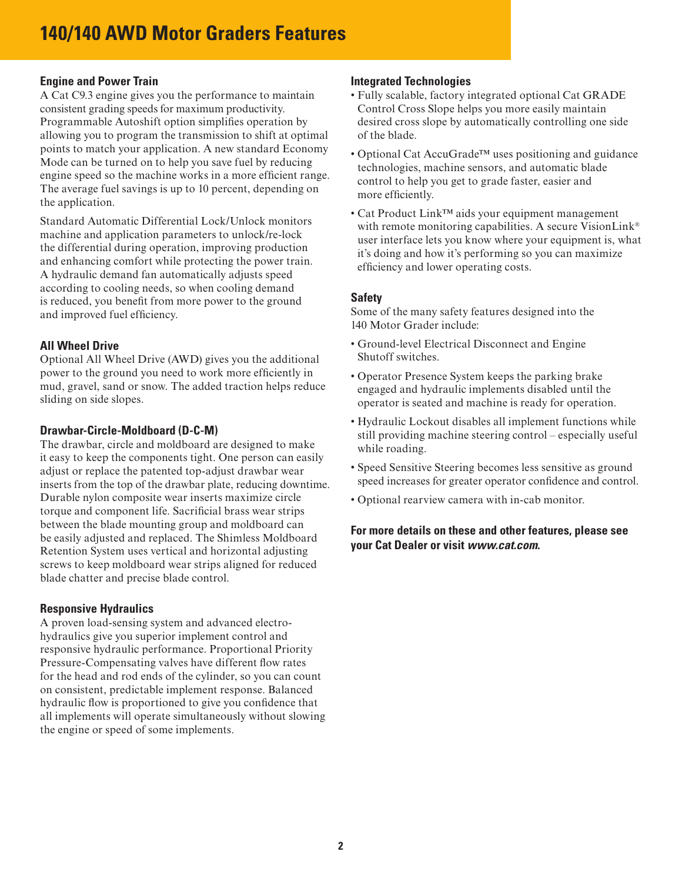# 140/140 AWD Motor Graders Features

## Engine and Power Train

A Cat C9.3 engine gives you the performance to maintain consistent grading speeds for maximum productivity. Programmable Autoshift option simplifies operation by allowing you to program the transmission to shift at optimal points to match your application. A new standard Economy Mode can be turned on to help you save fuel by reducing engine speed so the machine works in a more efficient range. The average fuel savings is up to 10 percent, depending on the application.

Standard Automatic Differential Lock/Unlock monitors machine and application parameters to unlock/re-lock the differential during operation, improving production and enhancing comfort while protecting the power train. A hydraulic demand fan automatically adjusts speed according to cooling needs, so when cooling demand is reduced, you benefit from more power to the ground and improved fuel efficiency.

## All Wheel Drive

Optional All Wheel Drive (AWD) gives you the additional power to the ground you need to work more efficiently in mud, gravel, sand or snow. The added traction helps reduce sliding on side slopes.

## Drawbar-Circle-Moldboard (D-C-M)

The drawbar, circle and moldboard are designed to make it easy to keep the components tight. One person can easily adjust or replace the patented top-adjust drawbar wear inserts from the top of the drawbar plate, reducing downtime. Durable nylon composite wear inserts maximize circle torque and component life. Sacrificial brass wear strips between the blade mounting group and moldboard can be easily adjusted and replaced. The Shimless Moldboard Retention System uses vertical and horizontal adjusting screws to keep moldboard wear strips aligned for reduced blade chatter and precise blade control.

## Responsive Hydraulics

A proven load-sensing system and advanced electro-hydraulics give you superior implement control and responsive hydraulic performance. Proportional Priority Pressure-Compensating valves have different flow rates for the head and rod ends of the cylinder, so you can count on consistent, predictable implement response. Balanced hydraulic flow is proportioned to give you confidence that all implements will operate simultaneously without slowing the engine or speed of some implements.

## Integrated Technologies

- Fully scalable, factory integrated optional Cat GRADE Control Cross Slope helps you more easily maintain desired cross slope by automatically controlling one side of the blade.
- Optional Cat AccuGrade™ uses positioning and guidance technologies, machine sensors, and automatic blade control to help you get to grade faster, easier and more efficiently.
- Cat Product Link™ aids your equipment management with remote monitoring capabilities. A secure VisionLink® user interface lets you know where your equipment is, what it's doing and how it's performing so you can maximize efficiency and lower operating costs.

## Safety

Some of the many safety features designed into the 140 Motor Grader include:

- Ground-level Electrical Disconnect and Engine Shutoff switches.
- Operator Presence System keeps the parking brake engaged and hydraulic implements disabled until the operator is seated and machine is ready for operation.
- Hydraulic Lockout disables all implement functions while still providing machine steering control – especially useful while roading.
- Speed Sensitive Steering becomes less sensitive as ground speed increases for greater operator confidence and control.
- Optional rearview camera with in-cab monitor.

**For more details on these and other features, please see your Cat Dealer or visit *www.cat.com*.**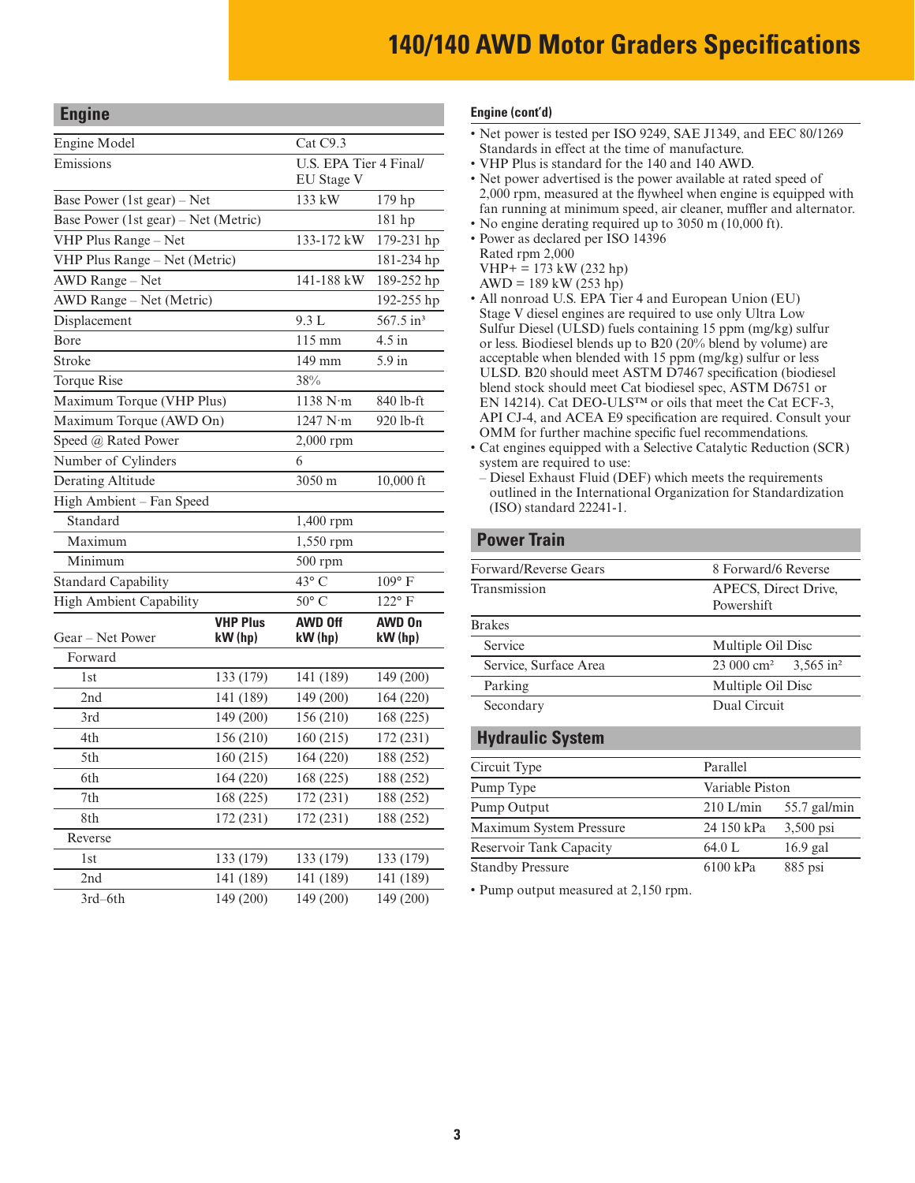# 140/140 AWD Motor Graders Specifications

## Engine

| | | |
|---|---|---|
| Engine Model | Cat C9.3 | |
| Emissions | U.S. EPA Tier 4 Final/ EU Stage V | |
| Base Power (1st gear) – Net | 133 kW | 179 hp |
| Base Power (1st gear) – Net (Metric) | | 181 hp |
| VHP Plus Range – Net | 133-172 kW | 179-231 hp |
| VHP Plus Range – Net (Metric) | | 181-234 hp |
| AWD Range – Net | 141-188 kW | 189-252 hp |
| AWD Range – Net (Metric) | | 192-255 hp |
| Displacement | 9.3 L | 567.5 in³ |
| Bore | 115 mm | 4.5 in |
| Stroke | 149 mm | 5.9 in |
| Torque Rise | 38% | |
| Maximum Torque (VHP Plus) | 1138 N·m | 840 lb-ft |
| Maximum Torque (AWD On) | 1247 N·m | 920 lb-ft |
| Speed @ Rated Power | 2,000 rpm | |
| Number of Cylinders | 6 | |
| Derating Altitude | 3050 m | 10,000 ft |
| High Ambient – Fan Speed | | |
| Standard | 1,400 rpm | |
| Maximum | 1,550 rpm | |
| Minimum | 500 rpm | |
| Standard Capability | 43° C | 109° F |
| High Ambient Capability | 50° C | 122° F |

| Gear – Net Power | VHP Plus kW (hp) | AWD Off kW (hp) | AWD On kW (hp) |
|---|---|---|---|
| Forward | | | |
| 1st | 133 (179) | 141 (189) | 149 (200) |
| 2nd | 141 (189) | 149 (200) | 164 (220) |
| 3rd | 149 (200) | 156 (210) | 168 (225) |
| 4th | 156 (210) | 160 (215) | 172 (231) |
| 5th | 160 (215) | 164 (220) | 188 (252) |
| 6th | 164 (220) | 168 (225) | 188 (252) |
| 7th | 168 (225) | 172 (231) | 188 (252) |
| 8th | 172 (231) | 172 (231) | 188 (252) |
| Reverse | | | |
| 1st | 133 (179) | 133 (179) | 133 (179) |
| 2nd | 141 (189) | 141 (189) | 141 (189) |
| 3rd–6th | 149 (200) | 149 (200) | 149 (200) |

### Engine (cont'd)

- Net power is tested per ISO 9249, SAE J1349, and EEC 80/1269 Standards in effect at the time of manufacture.
- VHP Plus is standard for the 140 and 140 AWD.
- Net power advertised is the power available at rated speed of 2,000 rpm, measured at the flywheel when engine is equipped with fan running at minimum speed, air cleaner, muffler and alternator.
- No engine derating required up to 3050 m (10,000 ft).
- Power as declared per ISO 14396
  Rated rpm 2,000
  VHP+ = 173 kW (232 hp)
  AWD = 189 kW (253 hp)
- All nonroad U.S. EPA Tier 4 and European Union (EU) Stage V diesel engines are required to use only Ultra Low Sulfur Diesel (ULSD) fuels containing 15 ppm (mg/kg) sulfur or less. Biodiesel blends up to B20 (20% blend by volume) are acceptable when blended with 15 ppm (mg/kg) sulfur or less ULSD. B20 should meet ASTM D7467 specification (biodiesel blend stock should meet Cat biodiesel spec, ASTM D6751 or EN 14214). Cat DEO-ULS™ or oils that meet the Cat ECF-3, API CJ-4, and ACEA E9 specification are required. Consult your OMM for further machine specific fuel recommendations.
- Cat engines equipped with a Selective Catalytic Reduction (SCR) system are required to use:
  – Diesel Exhaust Fluid (DEF) which meets the requirements outlined in the International Organization for Standardization (ISO) standard 22241-1.

## Power Train

| | | |
|---|---|---|
| Forward/Reverse Gears | 8 Forward/6 Reverse | |
| Transmission | APECS, Direct Drive, Powershift | |
| Brakes | | |
| Service | Multiple Oil Disc | |
| Service, Surface Area | 23 000 cm² | 3,565 in² |
| Parking | Multiple Oil Disc | |
| Secondary | Dual Circuit | |

## Hydraulic System

| | | |
|---|---|---|
| Circuit Type | Parallel | |
| Pump Type | Variable Piston | |
| Pump Output | 210 L/min | 55.7 gal/min |
| Maximum System Pressure | 24 150 kPa | 3,500 psi |
| Reservoir Tank Capacity | 64.0 L | 16.9 gal |
| Standby Pressure | 6100 kPa | 885 psi |

- Pump output measured at 2,150 rpm.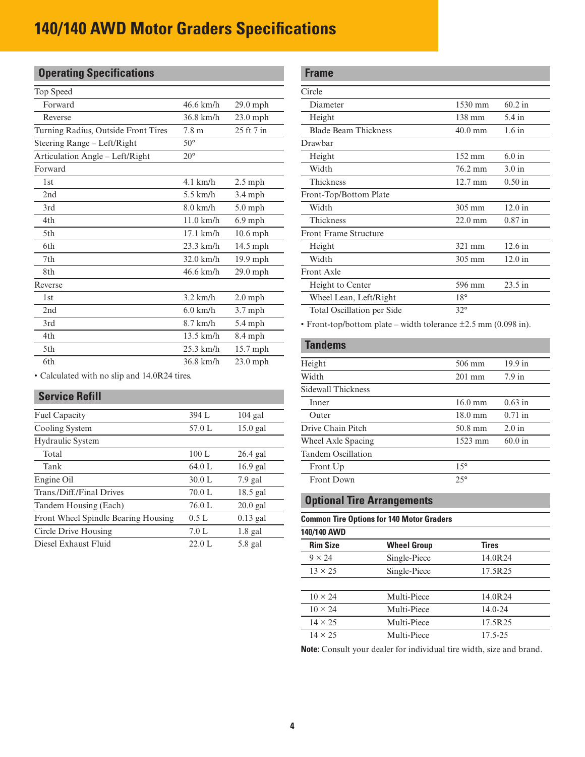# 140/140 AWD Motor Graders Specifications

## Operating Specifications

| | | |
|---|---|---|
| Top Speed | | |
| Forward | 46.6 km/h | 29.0 mph |
| Reverse | 36.8 km/h | 23.0 mph |
| Turning Radius, Outside Front Tires | 7.8 m | 25 ft 7 in |
| Steering Range – Left/Right | 50° | |
| Articulation Angle – Left/Right | 20° | |
| Forward | | |
| 1st | 4.1 km/h | 2.5 mph |
| 2nd | 5.5 km/h | 3.4 mph |
| 3rd | 8.0 km/h | 5.0 mph |
| 4th | 11.0 km/h | 6.9 mph |
| 5th | 17.1 km/h | 10.6 mph |
| 6th | 23.3 km/h | 14.5 mph |
| 7th | 32.0 km/h | 19.9 mph |
| 8th | 46.6 km/h | 29.0 mph |
| Reverse | | |
| 1st | 3.2 km/h | 2.0 mph |
| 2nd | 6.0 km/h | 3.7 mph |
| 3rd | 8.7 km/h | 5.4 mph |
| 4th | 13.5 km/h | 8.4 mph |
| 5th | 25.3 km/h | 15.7 mph |
| 6th | 36.8 km/h | 23.0 mph |

- Calculated with no slip and 14.0R24 tires.

## Service Refill

| | | |
|---|---|---|
| Fuel Capacity | 394 L | 104 gal |
| Cooling System | 57.0 L | 15.0 gal |
| Hydraulic System | | |
| Total | 100 L | 26.4 gal |
| Tank | 64.0 L | 16.9 gal |
| Engine Oil | 30.0 L | 7.9 gal |
| Trans./Diff./Final Drives | 70.0 L | 18.5 gal |
| Tandem Housing (Each) | 76.0 L | 20.0 gal |
| Front Wheel Spindle Bearing Housing | 0.5 L | 0.13 gal |
| Circle Drive Housing | 7.0 L | 1.8 gal |
| Diesel Exhaust Fluid | 22.0 L | 5.8 gal |

## Frame

| | | |
|---|---|---|
| Circle | | |
| Diameter | 1530 mm | 60.2 in |
| Height | 138 mm | 5.4 in |
| Blade Beam Thickness | 40.0 mm | 1.6 in |
| Drawbar | | |
| Height | 152 mm | 6.0 in |
| Width | 76.2 mm | 3.0 in |
| Thickness | 12.7 mm | 0.50 in |
| Front-Top/Bottom Plate | | |
| Width | 305 mm | 12.0 in |
| Thickness | 22.0 mm | 0.87 in |
| Front Frame Structure | | |
| Height | 321 mm | 12.6 in |
| Width | 305 mm | 12.0 in |
| Front Axle | | |
| Height to Center | 596 mm | 23.5 in |
| Wheel Lean, Left/Right | 18° | |
| Total Oscillation per Side | 32° | |

- Front-top/bottom plate – width tolerance ±2.5 mm (0.098 in).

## Tandems

| | | |
|---|---|---|
| Height | 506 mm | 19.9 in |
| Width | 201 mm | 7.9 in |
| Sidewall Thickness | | |
| Inner | 16.0 mm | 0.63 in |
| Outer | 18.0 mm | 0.71 in |
| Drive Chain Pitch | 50.8 mm | 2.0 in |
| Wheel Axle Spacing | 1523 mm | 60.0 in |
| Tandem Oscillation | | |
| Front Up | 15° | |
| Front Down | 25° | |

## Optional Tire Arrangements

**Common Tire Options for 140 Motor Graders**

**140/140 AWD**

| Rim Size | Wheel Group | Tires |
|---|---|---|
| 9 × 24 | Single-Piece | 14.0R24 |
| 13 × 25 | Single-Piece | 17.5R25 |
| | | |
| 10 × 24 | Multi-Piece | 14.0R24 |
| 10 × 24 | Multi-Piece | 14.0-24 |
| 14 × 25 | Multi-Piece | 17.5R25 |
| 14 × 25 | Multi-Piece | 17.5-25 |

**Note:** Consult your dealer for individual tire width, size and brand.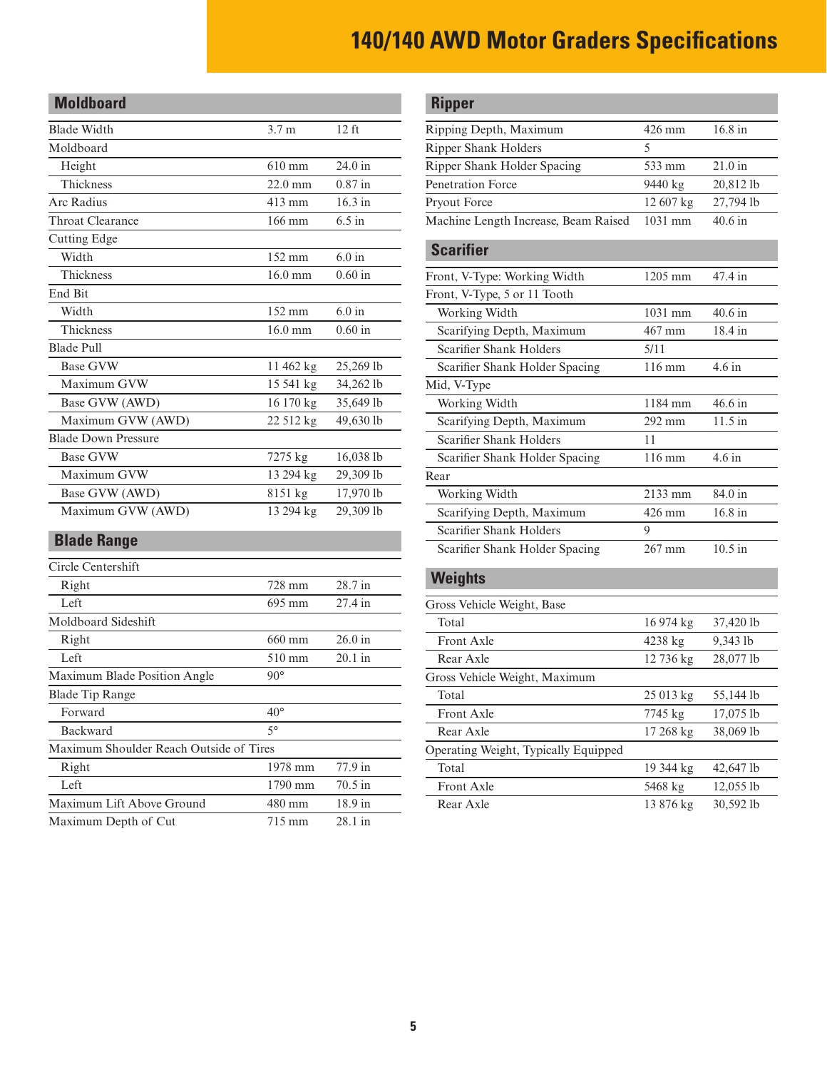# 140/140 AWD Motor Graders Specifications

## Moldboard

| | | |
|---|---|---|
| Blade Width | 3.7 m | 12 ft |
| Moldboard | | |
| Height | 610 mm | 24.0 in |
| Thickness | 22.0 mm | 0.87 in |
| Arc Radius | 413 mm | 16.3 in |
| Throat Clearance | 166 mm | 6.5 in |
| Cutting Edge | | |
| Width | 152 mm | 6.0 in |
| Thickness | 16.0 mm | 0.60 in |
| End Bit | | |
| Width | 152 mm | 6.0 in |
| Thickness | 16.0 mm | 0.60 in |
| Blade Pull | | |
| Base GVW | 11 462 kg | 25,269 lb |
| Maximum GVW | 15 541 kg | 34,262 lb |
| Base GVW (AWD) | 16 170 kg | 35,649 lb |
| Maximum GVW (AWD) | 22 512 kg | 49,630 lb |
| Blade Down Pressure | | |
| Base GVW | 7275 kg | 16,038 lb |
| Maximum GVW | 13 294 kg | 29,309 lb |
| Base GVW (AWD) | 8151 kg | 17,970 lb |
| Maximum GVW (AWD) | 13 294 kg | 29,309 lb |

## Blade Range

| | | |
|---|---|---|
| Circle Centershift | | |
| Right | 728 mm | 28.7 in |
| Left | 695 mm | 27.4 in |
| Moldboard Sideshift | | |
| Right | 660 mm | 26.0 in |
| Left | 510 mm | 20.1 in |
| Maximum Blade Position Angle | 90° | |
| Blade Tip Range | | |
| Forward | 40° | |
| Backward | 5° | |
| Maximum Shoulder Reach Outside of Tires | | |
| Right | 1978 mm | 77.9 in |
| Left | 1790 mm | 70.5 in |
| Maximum Lift Above Ground | 480 mm | 18.9 in |
| Maximum Depth of Cut | 715 mm | 28.1 in |

## Ripper

| | | |
|---|---|---|
| Ripping Depth, Maximum | 426 mm | 16.8 in |
| Ripper Shank Holders | 5 | |
| Ripper Shank Holder Spacing | 533 mm | 21.0 in |
| Penetration Force | 9440 kg | 20,812 lb |
| Pryout Force | 12 607 kg | 27,794 lb |
| Machine Length Increase, Beam Raised | 1031 mm | 40.6 in |

## Scarifier

| | | |
|---|---|---|
| Front, V-Type: Working Width | 1205 mm | 47.4 in |
| Front, V-Type, 5 or 11 Tooth | | |
| Working Width | 1031 mm | 40.6 in |
| Scarifying Depth, Maximum | 467 mm | 18.4 in |
| Scarifier Shank Holders | 5/11 | |
| Scarifier Shank Holder Spacing | 116 mm | 4.6 in |
| Mid, V-Type | | |
| Working Width | 1184 mm | 46.6 in |
| Scarifying Depth, Maximum | 292 mm | 11.5 in |
| Scarifier Shank Holders | 11 | |
| Scarifier Shank Holder Spacing | 116 mm | 4.6 in |
| Rear | | |
| Working Width | 2133 mm | 84.0 in |
| Scarifying Depth, Maximum | 426 mm | 16.8 in |
| Scarifier Shank Holders | 9 | |
| Scarifier Shank Holder Spacing | 267 mm | 10.5 in |

## Weights

| | | |
|---|---|---|
| Gross Vehicle Weight, Base | | |
| Total | 16 974 kg | 37,420 lb |
| Front Axle | 4238 kg | 9,343 lb |
| Rear Axle | 12 736 kg | 28,077 lb |
| Gross Vehicle Weight, Maximum | | |
| Total | 25 013 kg | 55,144 lb |
| Front Axle | 7745 kg | 17,075 lb |
| Rear Axle | 17 268 kg | 38,069 lb |
| Operating Weight, Typically Equipped | | |
| Total | 19 344 kg | 42,647 lb |
| Front Axle | 5468 kg | 12,055 lb |
| Rear Axle | 13 876 kg | 30,592 lb |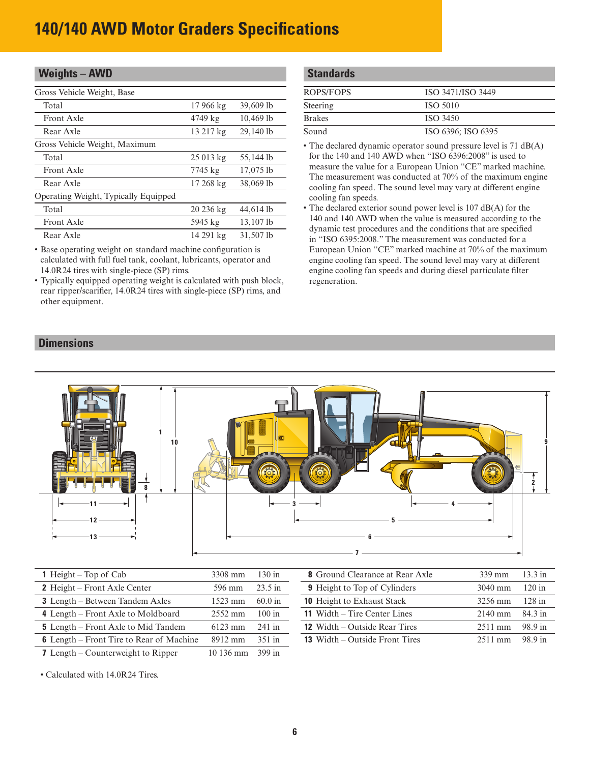# 140/140 AWD Motor Graders Specifications

## Weights – AWD

| | | |
|---|---|---|
| Gross Vehicle Weight, Base | | |
| Total | 17 966 kg | 39,609 lb |
| Front Axle | 4749 kg | 10,469 lb |
| Rear Axle | 13 217 kg | 29,140 lb |
| Gross Vehicle Weight, Maximum | | |
| Total | 25 013 kg | 55,144 lb |
| Front Axle | 7745 kg | 17,075 lb |
| Rear Axle | 17 268 kg | 38,069 lb |
| Operating Weight, Typically Equipped | | |
| Total | 20 236 kg | 44,614 lb |
| Front Axle | 5945 kg | 13,107 lb |
| Rear Axle | 14 291 kg | 31,507 lb |

- Base operating weight on standard machine configuration is calculated with full fuel tank, coolant, lubricants, operator and 14.0R24 tires with single-piece (SP) rims.
- Typically equipped operating weight is calculated with push block, rear ripper/scarifier, 14.0R24 tires with single-piece (SP) rims, and other equipment.

## Standards

| | |
|---|---|
| ROPS/FOPS | ISO 3471/ISO 3449 |
| Steering | ISO 5010 |
| Brakes | ISO 3450 |
| Sound | ISO 6396; ISO 6395 |

- The declared dynamic operator sound pressure level is 71 dB(A) for the 140 and 140 AWD when "ISO 6396:2008" is used to measure the value for a European Union "CE" marked machine. The measurement was conducted at 70% of the maximum engine cooling fan speed. The sound level may vary at different engine cooling fan speeds.
- The declared exterior sound power level is 107 dB(A) for the 140 and 140 AWD when the value is measured according to the dynamic test procedures and the conditions that are specified in "ISO 6395:2008." The measurement was conducted for a European Union "CE" marked machine at 70% of the maximum engine cooling fan speed. The sound level may vary at different engine cooling fan speeds and during diesel particulate filter regeneration.

## Dimensions

| | | |
|---|---|---|
| **1** Height – Top of Cab | 3308 mm | 130 in |
| **2** Height – Front Axle Center | 596 mm | 23.5 in |
| **3** Length – Between Tandem Axles | 1523 mm | 60.0 in |
| **4** Length – Front Axle to Moldboard | 2552 mm | 100 in |
| **5** Length – Front Axle to Mid Tandem | 6123 mm | 241 in |
| **6** Length – Front Tire to Rear of Machine | 8912 mm | 351 in |
| **7** Length – Counterweight to Ripper | 10 136 mm | 399 in |
| **8** Ground Clearance at Rear Axle | 339 mm | 13.3 in |
| **9** Height to Top of Cylinders | 3040 mm | 120 in |
| **10** Height to Exhaust Stack | 3256 mm | 128 in |
| **11** Width – Tire Center Lines | 2140 mm | 84.3 in |
| **12** Width – Outside Rear Tires | 2511 mm | 98.9 in |
| **13** Width – Outside Front Tires | 2511 mm | 98.9 in |

- Calculated with 14.0R24 Tires.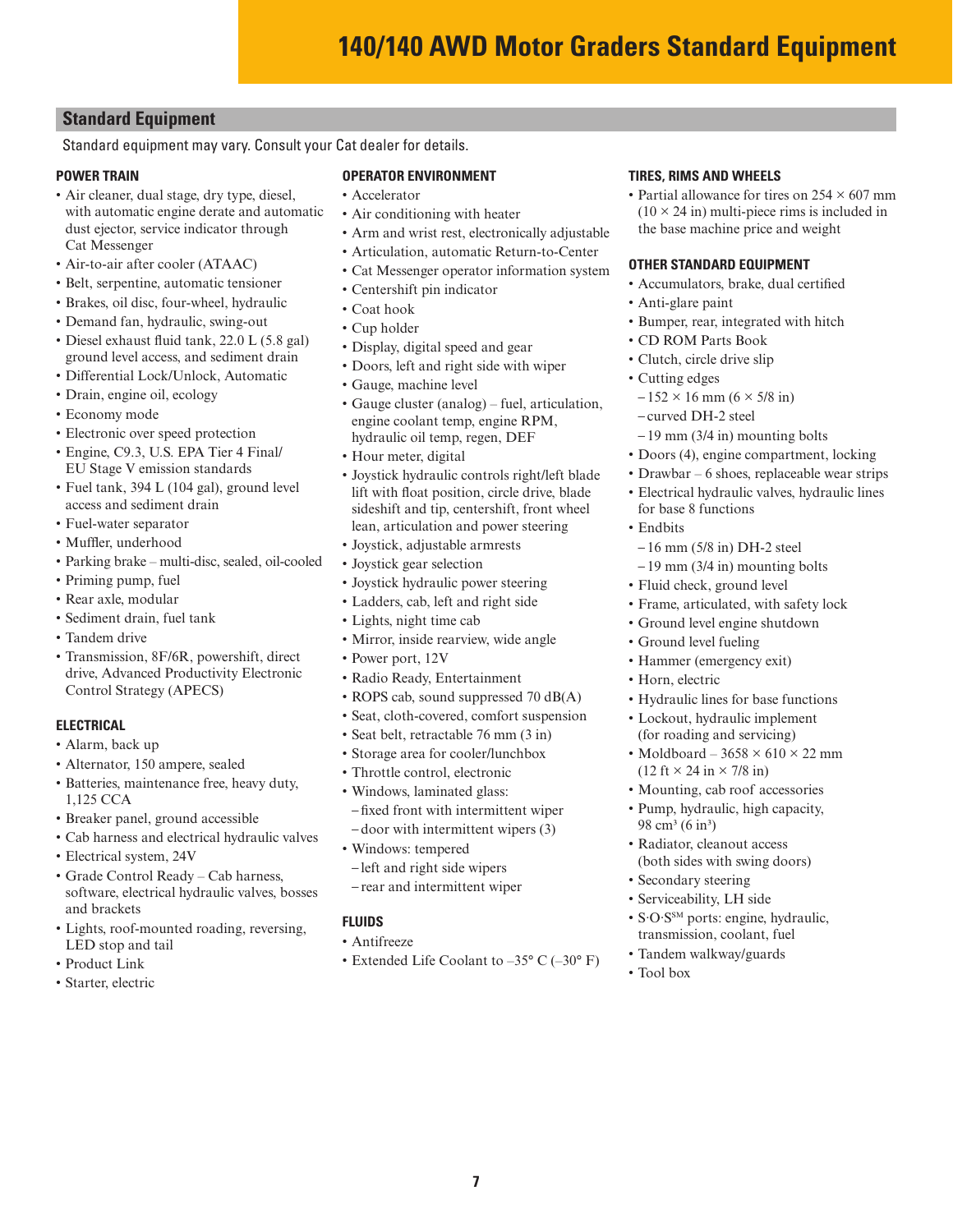# 140/140 AWD Motor Graders Standard Equipment

## Standard Equipment

Standard equipment may vary. Consult your Cat dealer for details.

### POWER TRAIN

- Air cleaner, dual stage, dry type, diesel, with automatic engine derate and automatic dust ejector, service indicator through Cat Messenger
- Air-to-air after cooler (ATAAC)
- Belt, serpentine, automatic tensioner
- Brakes, oil disc, four-wheel, hydraulic
- Demand fan, hydraulic, swing-out
- Diesel exhaust fluid tank, 22.0 L (5.8 gal) ground level access, and sediment drain
- Differential Lock/Unlock, Automatic
- Drain, engine oil, ecology
- Economy mode
- Electronic over speed protection
- Engine, C9.3, U.S. EPA Tier 4 Final/ EU Stage V emission standards
- Fuel tank, 394 L (104 gal), ground level access and sediment drain
- Fuel-water separator
- Muffler, underhood
- Parking brake – multi-disc, sealed, oil-cooled
- Priming pump, fuel
- Rear axle, modular
- Sediment drain, fuel tank
- Tandem drive
- Transmission, 8F/6R, powershift, direct drive, Advanced Productivity Electronic Control Strategy (APECS)

### ELECTRICAL

- Alarm, back up
- Alternator, 150 ampere, sealed
- Batteries, maintenance free, heavy duty, 1,125 CCA
- Breaker panel, ground accessible
- Cab harness and electrical hydraulic valves
- Electrical system, 24V
- Grade Control Ready – Cab harness, software, electrical hydraulic valves, bosses and brackets
- Lights, roof-mounted roading, reversing, LED stop and tail
- Product Link
- Starter, electric

### OPERATOR ENVIRONMENT

- Accelerator
- Air conditioning with heater
- Arm and wrist rest, electronically adjustable
- Articulation, automatic Return-to-Center
- Cat Messenger operator information system
- Centershift pin indicator
- Coat hook
- Cup holder
- Display, digital speed and gear
- Doors, left and right side with wiper
- Gauge, machine level
- Gauge cluster (analog) – fuel, articulation, engine coolant temp, engine RPM, hydraulic oil temp, regen, DEF
- Hour meter, digital
- Joystick hydraulic controls right/left blade lift with float position, circle drive, blade sideshift and tip, centershift, front wheel lean, articulation and power steering
- Joystick, adjustable armrests
- Joystick gear selection
- Joystick hydraulic power steering
- Ladders, cab, left and right side
- Lights, night time cab
- Mirror, inside rearview, wide angle
- Power port, 12V
- Radio Ready, Entertainment
- ROPS cab, sound suppressed 70 dB(A)
- Seat, cloth-covered, comfort suspension
- Seat belt, retractable 76 mm (3 in)
- Storage area for cooler/lunchbox
- Throttle control, electronic
- Windows, laminated glass:
  - fixed front with intermittent wiper
  - door with intermittent wipers (3)
- Windows: tempered
  - left and right side wipers
  - rear and intermittent wiper

### FLUIDS

- Antifreeze
- Extended Life Coolant to –35° C (–30° F)

### TIRES, RIMS AND WHEELS

- Partial allowance for tires on 254 × 607 mm (10 × 24 in) multi-piece rims is included in the base machine price and weight

### OTHER STANDARD EQUIPMENT

- Accumulators, brake, dual certified
- Anti-glare paint
- Bumper, rear, integrated with hitch
- CD ROM Parts Book
- Clutch, circle drive slip
- Cutting edges
  - 152 × 16 mm (6 × 5/8 in)
  - curved DH-2 steel
  - 19 mm (3/4 in) mounting bolts
- Doors (4), engine compartment, locking
- Drawbar – 6 shoes, replaceable wear strips
- Electrical hydraulic valves, hydraulic lines for base 8 functions
- Endbits
  - 16 mm (5/8 in) DH-2 steel
  - 19 mm (3/4 in) mounting bolts
- Fluid check, ground level
- Frame, articulated, with safety lock
- Ground level engine shutdown
- Ground level fueling
- Hammer (emergency exit)
- Horn, electric
- Hydraulic lines for base functions
- Lockout, hydraulic implement (for roading and servicing)
- Moldboard – 3658 × 610 × 22 mm (12 ft × 24 in × 7/8 in)
- Mounting, cab roof accessories
- Pump, hydraulic, high capacity, 98 cm³ (6 in³)
- Radiator, cleanout access (both sides with swing doors)
- Secondary steering
- Serviceability, LH side
- S·O·S[SM] ports: engine, hydraulic, transmission, coolant, fuel
- Tandem walkway/guards
- Tool box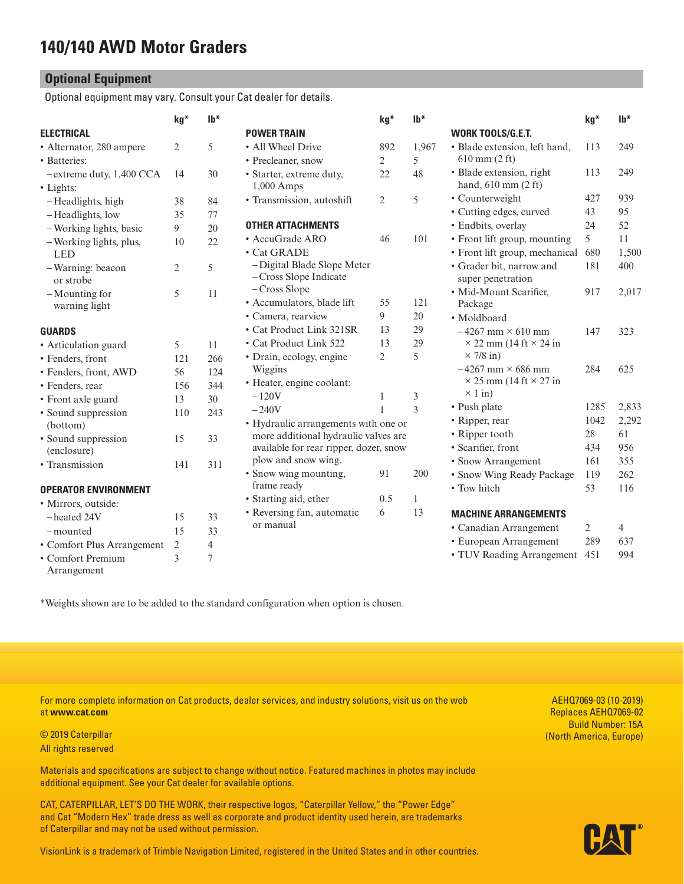# 140/140 AWD Motor Graders

## Optional Equipment

Optional equipment may vary. Consult your Cat dealer for details.

| ELECTRICAL | kg* | lb* |
|---|---|---|
| • Alternator, 280 ampere | 2 | 5 |
| • Batteries: | | |
| – extreme duty, 1,400 CCA | 14 | 30 |
| • Lights: | | |
| – Headlights, high | 38 | 84 |
| – Headlights, low | 35 | 77 |
| – Working lights, basic | 9 | 20 |
| – Working lights, plus, LED | 10 | 22 |
| – Warning: beacon or strobe | 2 | 5 |
| – Mounting for warning light | 5 | 11 |

| GUARDS | kg* | lb* |
|---|---|---|
| • Articulation guard | 5 | 11 |
| • Fenders, front | 121 | 266 |
| • Fenders, front, AWD | 56 | 124 |
| • Fenders, rear | 156 | 344 |
| • Front axle guard | 13 | 30 |
| • Sound suppression (bottom) | 110 | 243 |
| • Sound suppression (enclosure) | 15 | 33 |
| • Transmission | 141 | 311 |

| OPERATOR ENVIRONMENT | kg* | lb* |
|---|---|---|
| • Mirrors, outside: | | |
| – heated 24V | 15 | 33 |
| – mounted | 15 | 33 |
| • Comfort Plus Arrangement | 2 | 4 |
| • Comfort Premium Arrangement | 3 | 7 |

| POWER TRAIN | kg* | lb* |
|---|---|---|
| • All Wheel Drive | 892 | 1,967 |
| • Precleaner, snow | 2 | 5 |
| • Starter, extreme duty, 1,000 Amps | 22 | 48 |
| • Transmission, autoshift | 2 | 5 |

| OTHER ATTACHMENTS | kg* | lb* |
|---|---|---|
| • AccuGrade ARO | 46 | 101 |
| • Cat GRADE | | |
| – Digital Blade Slope Meter | | |
| – Cross Slope Indicate | | |
| – Cross Slope | | |
| • Accumulators, blade lift | 55 | 121 |
| • Camera, rearview | 9 | 20 |
| • Cat Product Link 321SR | 13 | 29 |
| • Cat Product Link 522 | 13 | 29 |
| • Drain, ecology, engine Wiggins | 2 | 5 |
| • Heater, engine coolant: | | |
| – 120V | 1 | 3 |
| – 240V | 1 | 3 |
| • Hydraulic arrangements with one or more additional hydraulic valves are available for rear ripper, dozer, snow plow and snow wing. | | |
| • Snow wing mounting, frame ready | 91 | 200 |
| • Starting aid, ether | 0.5 | 1 |
| • Reversing fan, automatic or manual | 6 | 13 |

| WORK TOOLS/G.E.T. | kg* | lb* |
|---|---|---|
| • Blade extension, left hand, 610 mm (2 ft) | 113 | 249 |
| • Blade extension, right hand, 610 mm (2 ft) | 113 | 249 |
| • Counterweight | 427 | 939 |
| • Cutting edges, curved | 43 | 95 |
| • Endbits, overlay | 24 | 52 |
| • Front lift group, mounting | 5 | 11 |
| • Front lift group, mechanical | 680 | 1,500 |
| • Grader bit, narrow and super penetration | 181 | 400 |
| • Mid-Mount Scarifier, Package | 917 | 2,017 |
| • Moldboard | | |
| – 4267 mm × 610 mm × 22 mm (14 ft × 24 in × 7/8 in) | 147 | 323 |
| – 4267 mm × 686 mm × 25 mm (14 ft × 27 in × 1 in) | 284 | 625 |
| • Push plate | 1285 | 2,833 |
| • Ripper, rear | 1042 | 2,292 |
| • Ripper tooth | 28 | 61 |
| • Scarifier, front | 434 | 956 |
| • Snow Arrangement | 161 | 355 |
| • Snow Wing Ready Package | 119 | 262 |
| • Tow hitch | 53 | 116 |

| MACHINE ARRANGEMENTS | kg* | lb* |
|---|---|---|
| • Canadian Arrangement | 2 | 4 |
| • European Arrangement | 289 | 637 |
| • TUV Roading Arrangement | 451 | 994 |

*Weights shown are to be added to the standard configuration when option is chosen.

For more complete information on Cat products, dealer services, and industry solutions, visit us on the web at **www.cat.com**

© 2019 Caterpillar
All rights reserved

Materials and specifications are subject to change without notice. Featured machines in photos may include additional equipment. See your Cat dealer for available options.

CAT, CATERPILLAR, LET'S DO THE WORK, their respective logos, "Caterpillar Yellow," the "Power Edge" and Cat "Modern Hex" trade dress as well as corporate and product identity used herein, are trademarks of Caterpillar and may not be used without permission.

VisionLink is a trademark of Trimble Navigation Limited, registered in the United States and in other countries.

AEHQ7069-03 (10-2019)
Replaces AEHQ7069-02
Build Number: 15A
(North America, Europe)